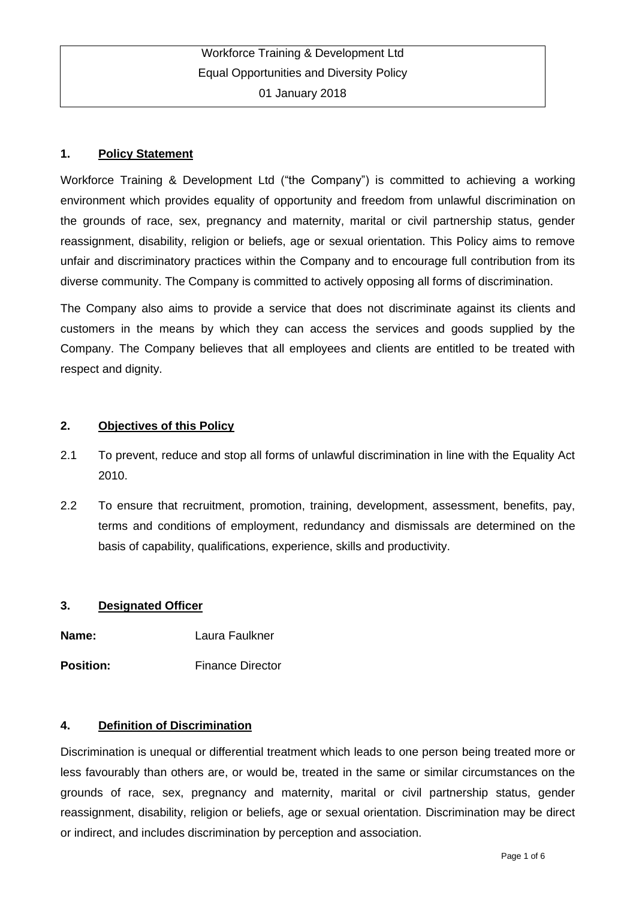Workforce Training & Development Ltd
Equal Opportunities and Diversity Policy
01 January 2018

## 1. Policy Statement

Workforce Training & Development Ltd ("the Company") is committed to achieving a working environment which provides equality of opportunity and freedom from unlawful discrimination on the grounds of race, sex, pregnancy and maternity, marital or civil partnership status, gender reassignment, disability, religion or beliefs, age or sexual orientation. This Policy aims to remove unfair and discriminatory practices within the Company and to encourage full contribution from its diverse community. The Company is committed to actively opposing all forms of discrimination.

The Company also aims to provide a service that does not discriminate against its clients and customers in the means by which they can access the services and goods supplied by the Company. The Company believes that all employees and clients are entitled to be treated with respect and dignity.

## 2. Objectives of this Policy

2.1 To prevent, reduce and stop all forms of unlawful discrimination in line with the Equality Act 2010.

2.2 To ensure that recruitment, promotion, training, development, assessment, benefits, pay, terms and conditions of employment, redundancy and dismissals are determined on the basis of capability, qualifications, experience, skills and productivity.

## 3. Designated Officer

**Name:** Laura Faulkner

**Position:** Finance Director

## 4. Definition of Discrimination

Discrimination is unequal or differential treatment which leads to one person being treated more or less favourably than others are, or would be, treated in the same or similar circumstances on the grounds of race, sex, pregnancy and maternity, marital or civil partnership status, gender reassignment, disability, religion or beliefs, age or sexual orientation. Discrimination may be direct or indirect, and includes discrimination by perception and association.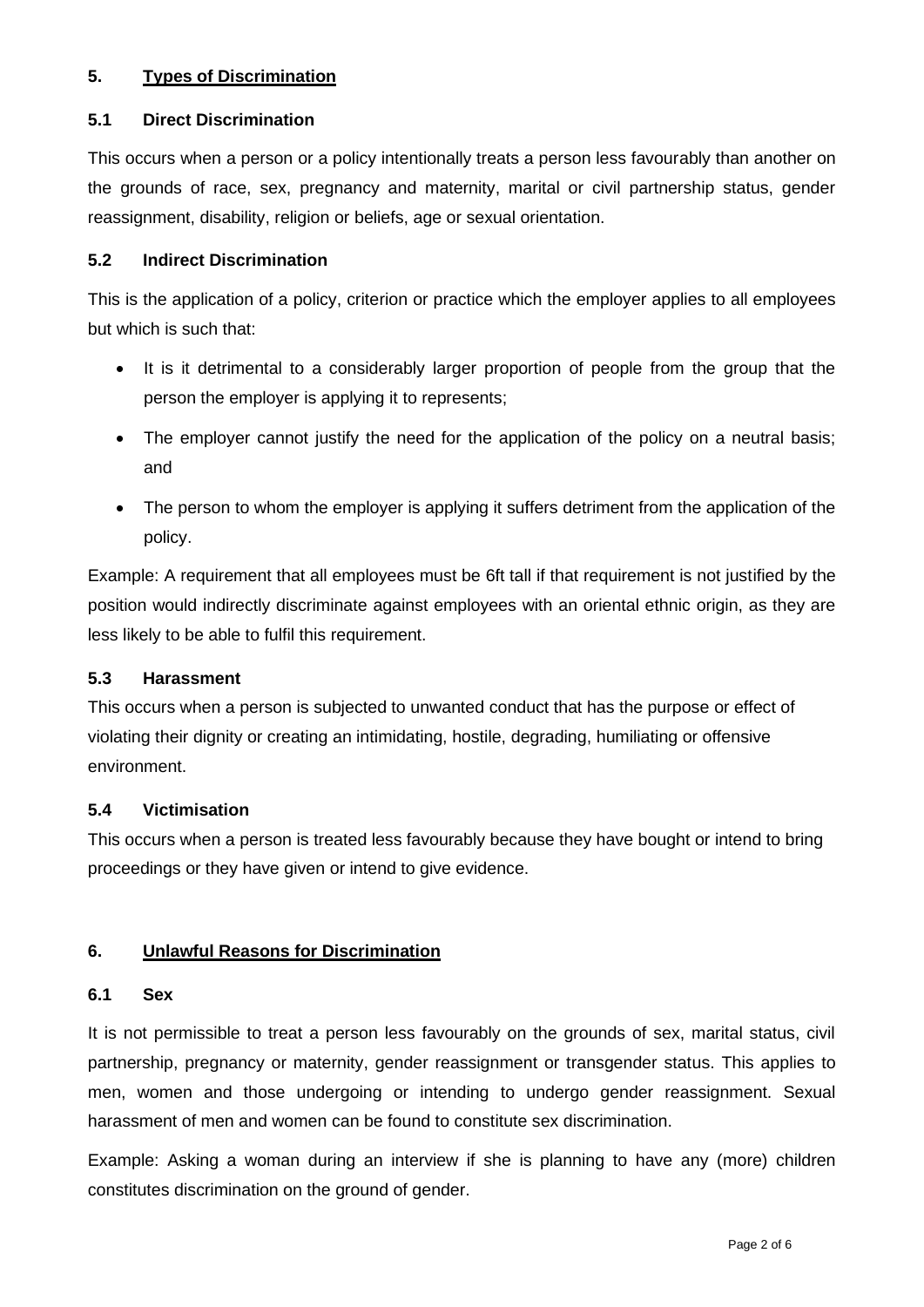## 5. Types of Discrimination

### 5.1 Direct Discrimination

This occurs when a person or a policy intentionally treats a person less favourably than another on the grounds of race, sex, pregnancy and maternity, marital or civil partnership status, gender reassignment, disability, religion or beliefs, age or sexual orientation.

### 5.2 Indirect Discrimination

This is the application of a policy, criterion or practice which the employer applies to all employees but which is such that:

- It is it detrimental to a considerably larger proportion of people from the group that the person the employer is applying it to represents;
- The employer cannot justify the need for the application of the policy on a neutral basis; and
- The person to whom the employer is applying it suffers detriment from the application of the policy.

Example: A requirement that all employees must be 6ft tall if that requirement is not justified by the position would indirectly discriminate against employees with an oriental ethnic origin, as they are less likely to be able to fulfil this requirement.

### 5.3 Harassment

This occurs when a person is subjected to unwanted conduct that has the purpose or effect of violating their dignity or creating an intimidating, hostile, degrading, humiliating or offensive environment.

### 5.4 Victimisation

This occurs when a person is treated less favourably because they have bought or intend to bring proceedings or they have given or intend to give evidence.

## 6. Unlawful Reasons for Discrimination

### 6.1 Sex

It is not permissible to treat a person less favourably on the grounds of sex, marital status, civil partnership, pregnancy or maternity, gender reassignment or transgender status. This applies to men, women and those undergoing or intending to undergo gender reassignment. Sexual harassment of men and women can be found to constitute sex discrimination.

Example: Asking a woman during an interview if she is planning to have any (more) children constitutes discrimination on the ground of gender.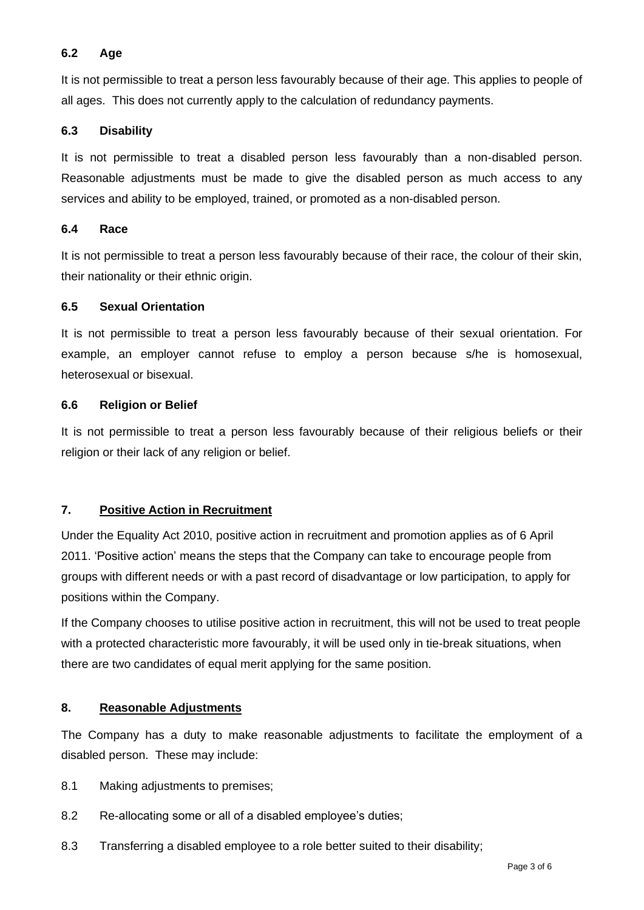### 6.2 Age

It is not permissible to treat a person less favourably because of their age. This applies to people of all ages. This does not currently apply to the calculation of redundancy payments.

### 6.3 Disability

It is not permissible to treat a disabled person less favourably than a non-disabled person. Reasonable adjustments must be made to give the disabled person as much access to any services and ability to be employed, trained, or promoted as a non-disabled person.

### 6.4 Race

It is not permissible to treat a person less favourably because of their race, the colour of their skin, their nationality or their ethnic origin.

### 6.5 Sexual Orientation

It is not permissible to treat a person less favourably because of their sexual orientation. For example, an employer cannot refuse to employ a person because s/he is homosexual, heterosexual or bisexual.

### 6.6 Religion or Belief

It is not permissible to treat a person less favourably because of their religious beliefs or their religion or their lack of any religion or belief.

## 7. Positive Action in Recruitment

Under the Equality Act 2010, positive action in recruitment and promotion applies as of 6 April 2011. 'Positive action' means the steps that the Company can take to encourage people from groups with different needs or with a past record of disadvantage or low participation, to apply for positions within the Company.

If the Company chooses to utilise positive action in recruitment, this will not be used to treat people with a protected characteristic more favourably, it will be used only in tie-break situations, when there are two candidates of equal merit applying for the same position.

## 8. Reasonable Adjustments

The Company has a duty to make reasonable adjustments to facilitate the employment of a disabled person. These may include:

8.1 Making adjustments to premises;

8.2 Re-allocating some or all of a disabled employee's duties;

8.3 Transferring a disabled employee to a role better suited to their disability;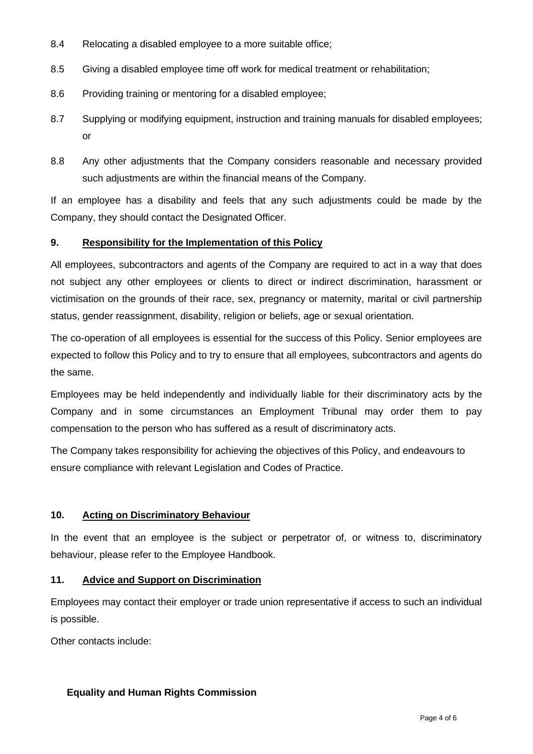8.4 Relocating a disabled employee to a more suitable office;

8.5 Giving a disabled employee time off work for medical treatment or rehabilitation;

8.6 Providing training or mentoring for a disabled employee;

8.7 Supplying or modifying equipment, instruction and training manuals for disabled employees; or

8.8 Any other adjustments that the Company considers reasonable and necessary provided such adjustments are within the financial means of the Company.

If an employee has a disability and feels that any such adjustments could be made by the Company, they should contact the Designated Officer.

## 9. Responsibility for the Implementation of this Policy

All employees, subcontractors and agents of the Company are required to act in a way that does not subject any other employees or clients to direct or indirect discrimination, harassment or victimisation on the grounds of their race, sex, pregnancy or maternity, marital or civil partnership status, gender reassignment, disability, religion or beliefs, age or sexual orientation.

The co-operation of all employees is essential for the success of this Policy. Senior employees are expected to follow this Policy and to try to ensure that all employees, subcontractors and agents do the same.

Employees may be held independently and individually liable for their discriminatory acts by the Company and in some circumstances an Employment Tribunal may order them to pay compensation to the person who has suffered as a result of discriminatory acts.

The Company takes responsibility for achieving the objectives of this Policy, and endeavours to ensure compliance with relevant Legislation and Codes of Practice.

## 10. Acting on Discriminatory Behaviour

In the event that an employee is the subject or perpetrator of, or witness to, discriminatory behaviour, please refer to the Employee Handbook.

## 11. Advice and Support on Discrimination

Employees may contact their employer or trade union representative if access to such an individual is possible.

Other contacts include:

**Equality and Human Rights Commission**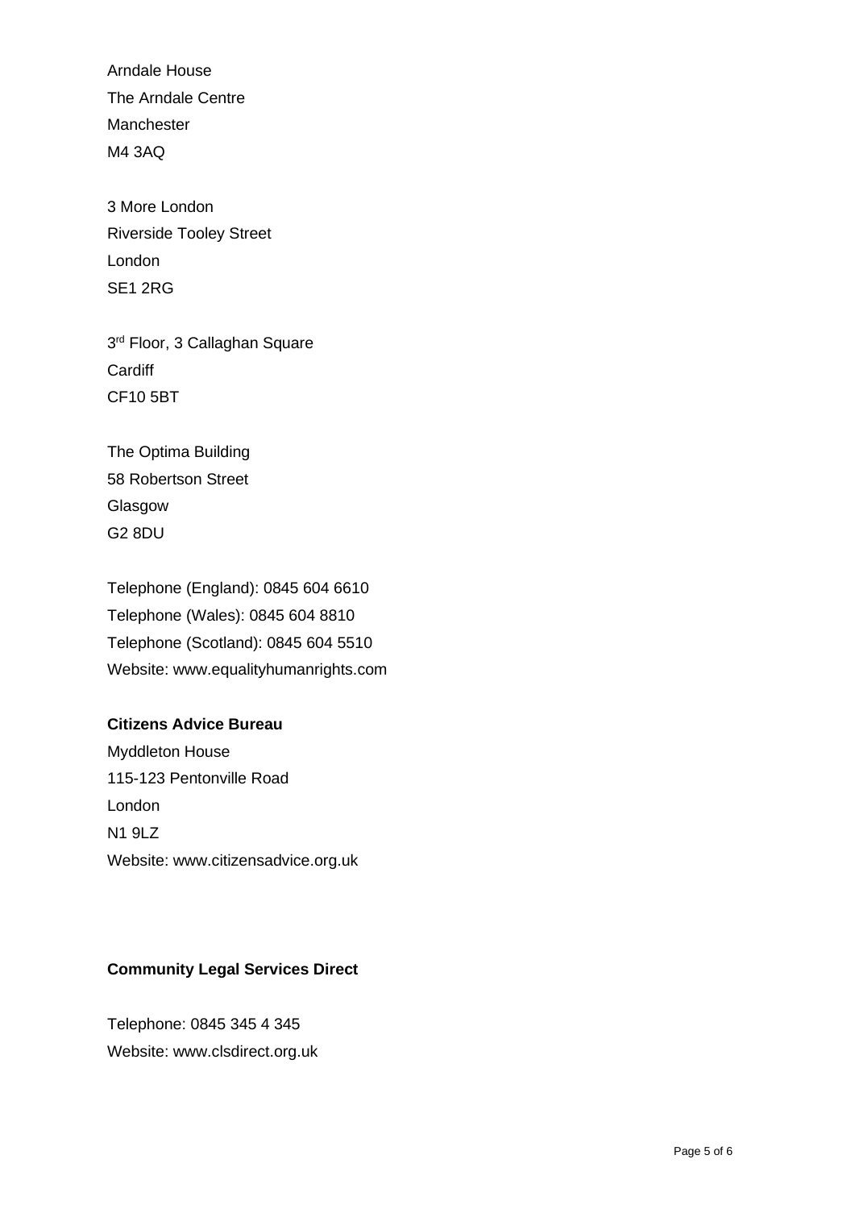Arndale House
The Arndale Centre
Manchester
M4 3AQ

3 More London
Riverside Tooley Street
London
SE1 2RG

3rd Floor, 3 Callaghan Square
Cardiff
CF10 5BT

The Optima Building
58 Robertson Street
Glasgow
G2 8DU

Telephone (England): 0845 604 6610
Telephone (Wales): 0845 604 8810
Telephone (Scotland): 0845 604 5510
Website: www.equalityhumanrights.com

**Citizens Advice Bureau**
Myddleton House
115-123 Pentonville Road
London
N1 9LZ
Website: www.citizensadvice.org.uk

**Community Legal Services Direct**

Telephone: 0845 345 4 345
Website: www.clsdirect.org.uk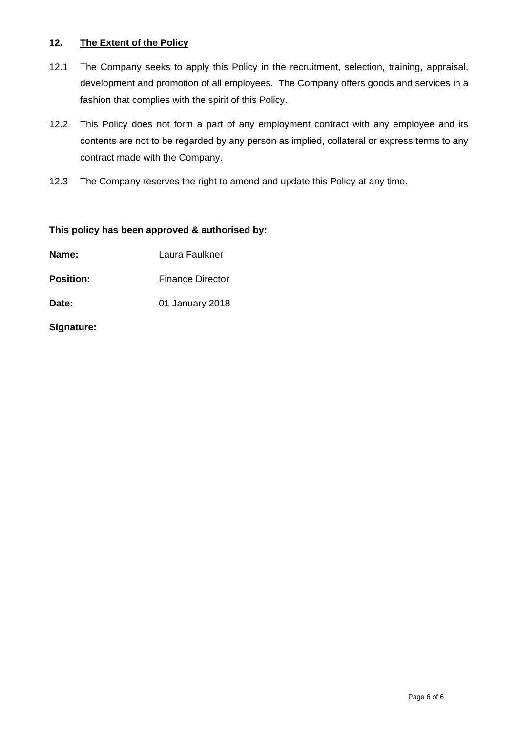## 12. The Extent of the Policy

12.1 The Company seeks to apply this Policy in the recruitment, selection, training, appraisal, development and promotion of all employees. The Company offers goods and services in a fashion that complies with the spirit of this Policy.

12.2 This Policy does not form a part of any employment contract with any employee and its contents are not to be regarded by any person as implied, collateral or express terms to any contract made with the Company.

12.3 The Company reserves the right to amend and update this Policy at any time.

**This policy has been approved & authorised by:**

**Name:** Laura Faulkner

**Position:** Finance Director

**Date:** 01 January 2018

**Signature:**